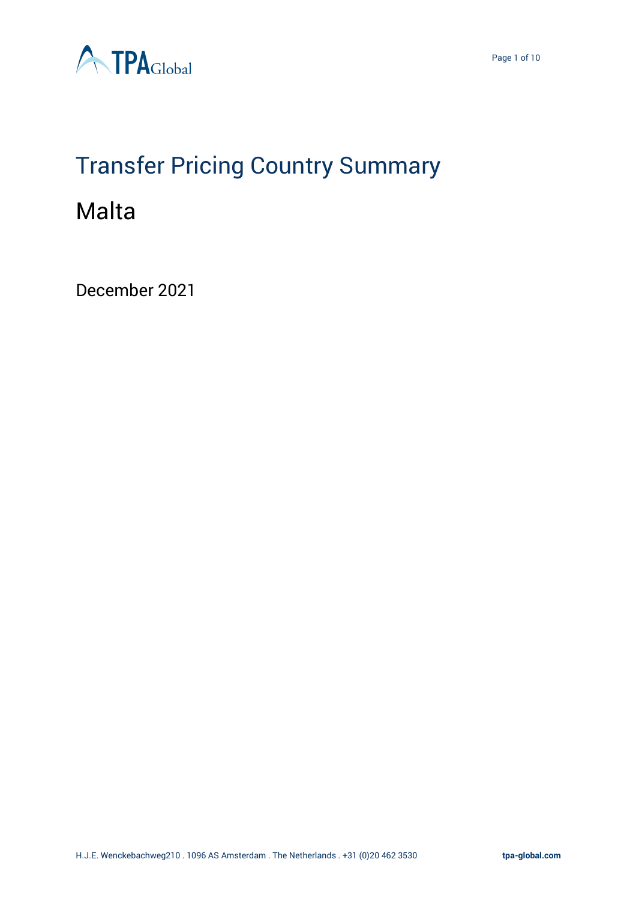# Transfer Pricing Country Summary

## Malta

December 2021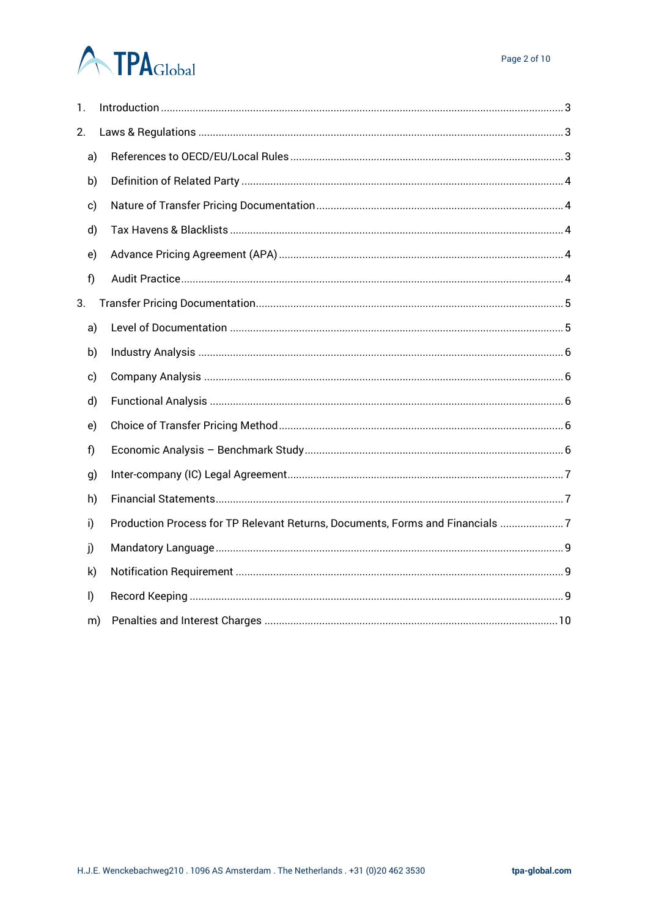1. Introduction ........................................................................................................................................ 3
2. Laws & Regulations ............................................................................................................................ 3
   a) References to OECD/EU/Local Rules ............................................................................................ 3
   b) Definition of Related Party ............................................................................................................ 4
   c) Nature of Transfer Pricing Documentation .................................................................................... 4
   d) Tax Havens & Blacklists ................................................................................................................. 4
   e) Advance Pricing Agreement (APA) ................................................................................................ 4
   f) Audit Practice.................................................................................................................................. 4
3. Transfer Pricing Documentation......................................................................................................... 5
   a) Level of Documentation ................................................................................................................. 5
   b) Industry Analysis ............................................................................................................................ 6
   c) Company Analysis .......................................................................................................................... 6
   d) Functional Analysis ........................................................................................................................ 6
   e) Choice of Transfer Pricing Method ................................................................................................. 6
   f) Economic Analysis – Benchmark Study ......................................................................................... 6
   g) Inter-company (IC) Legal Agreement.............................................................................................. 7
   h) Financial Statements....................................................................................................................... 7
   i) Production Process for TP Relevant Returns, Documents, Forms and Financials ...................... 7
   j) Mandatory Language ....................................................................................................................... 9
   k) Notification Requirement ............................................................................................................... 9
   l) Record Keeping ............................................................................................................................... 9
   m) Penalties and Interest Charges .................................................................................................... 10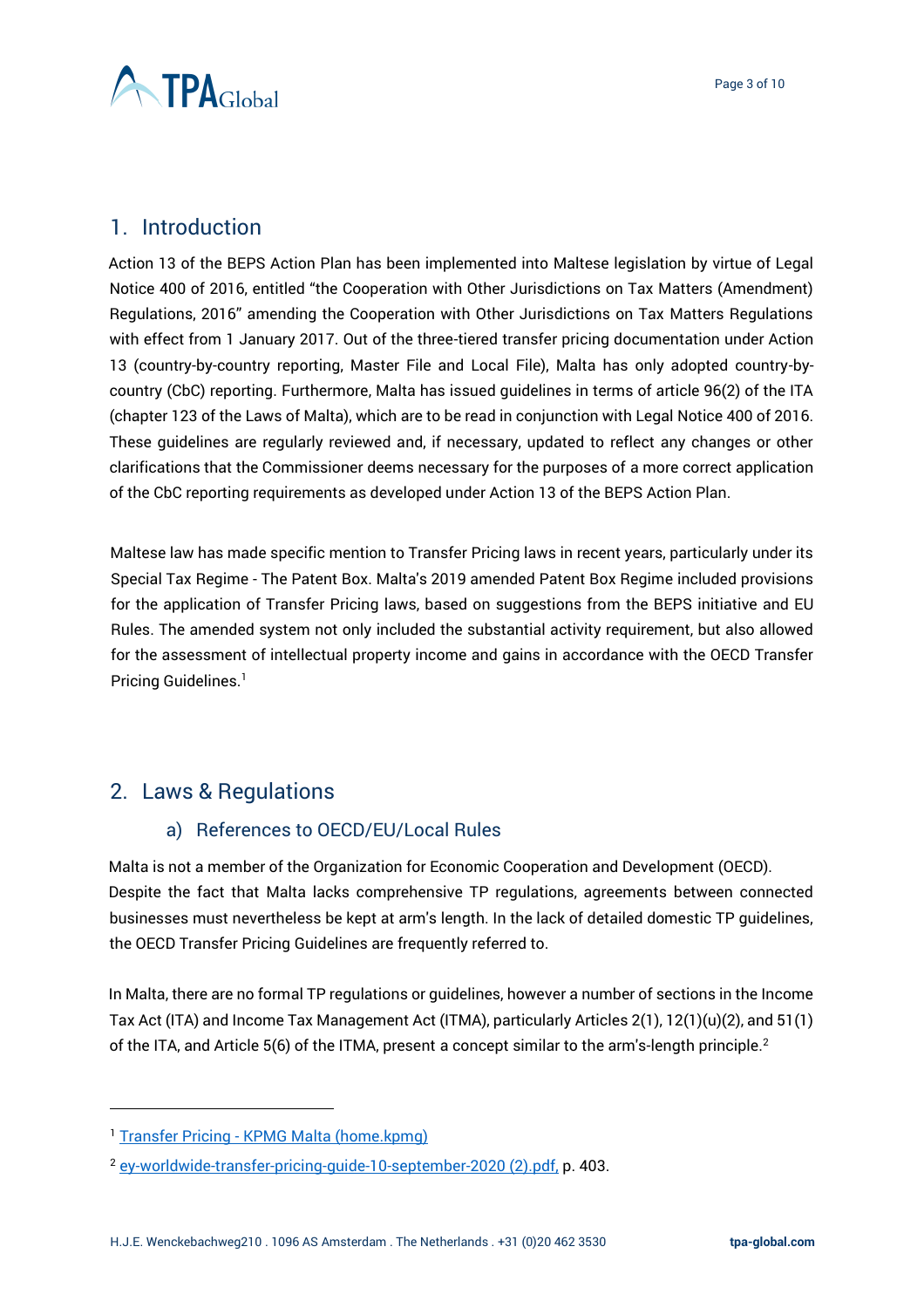## 1. Introduction

Action 13 of the BEPS Action Plan has been implemented into Maltese legislation by virtue of Legal Notice 400 of 2016, entitled "the Cooperation with Other Jurisdictions on Tax Matters (Amendment) Regulations, 2016" amending the Cooperation with Other Jurisdictions on Tax Matters Regulations with effect from 1 January 2017. Out of the three-tiered transfer pricing documentation under Action 13 (country-by-country reporting, Master File and Local File), Malta has only adopted country-by-country (CbC) reporting. Furthermore, Malta has issued guidelines in terms of article 96(2) of the ITA (chapter 123 of the Laws of Malta), which are to be read in conjunction with Legal Notice 400 of 2016. These guidelines are regularly reviewed and, if necessary, updated to reflect any changes or other clarifications that the Commissioner deems necessary for the purposes of a more correct application of the CbC reporting requirements as developed under Action 13 of the BEPS Action Plan.

Maltese law has made specific mention to Transfer Pricing laws in recent years, particularly under its Special Tax Regime - The Patent Box. Malta's 2019 amended Patent Box Regime included provisions for the application of Transfer Pricing laws, based on suggestions from the BEPS initiative and EU Rules. The amended system not only included the substantial activity requirement, but also allowed for the assessment of intellectual property income and gains in accordance with the OECD Transfer Pricing Guidelines.[1]

## 2. Laws & Regulations

### a) References to OECD/EU/Local Rules

Malta is not a member of the Organization for Economic Cooperation and Development (OECD). Despite the fact that Malta lacks comprehensive TP regulations, agreements between connected businesses must nevertheless be kept at arm's length. In the lack of detailed domestic TP guidelines, the OECD Transfer Pricing Guidelines are frequently referred to.

In Malta, there are no formal TP regulations or guidelines, however a number of sections in the Income Tax Act (ITA) and Income Tax Management Act (ITMA), particularly Articles 2(1), 12(1)(u)(2), and 51(1) of the ITA, and Article 5(6) of the ITMA, present a concept similar to the arm's-length principle.[2]

---

[1] Transfer Pricing - KPMG Malta (home.kpmg)

[2] ey-worldwide-transfer-pricing-guide-10-september-2020 (2).pdf, p. 403.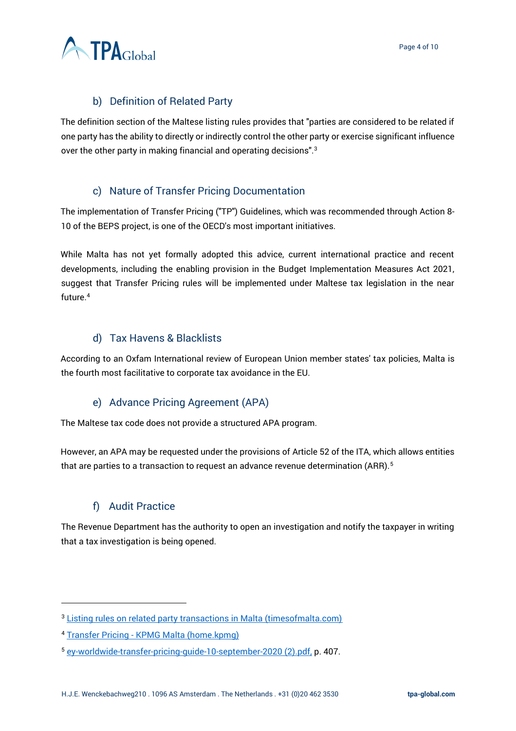### b) Definition of Related Party

The definition section of the Maltese listing rules provides that "parties are considered to be related if one party has the ability to directly or indirectly control the other party or exercise significant influence over the other party in making financial and operating decisions".[3]

### c) Nature of Transfer Pricing Documentation

The implementation of Transfer Pricing ("TP") Guidelines, which was recommended through Action 8-10 of the BEPS project, is one of the OECD's most important initiatives.

While Malta has not yet formally adopted this advice, current international practice and recent developments, including the enabling provision in the Budget Implementation Measures Act 2021, suggest that Transfer Pricing rules will be implemented under Maltese tax legislation in the near future.[4]

### d) Tax Havens & Blacklists

According to an Oxfam International review of European Union member states' tax policies, Malta is the fourth most facilitative to corporate tax avoidance in the EU.

### e) Advance Pricing Agreement (APA)

The Maltese tax code does not provide a structured APA program.

However, an APA may be requested under the provisions of Article 52 of the ITA, which allows entities that are parties to a transaction to request an advance revenue determination (ARR).[5]

### f) Audit Practice

The Revenue Department has the authority to open an investigation and notify the taxpayer in writing that a tax investigation is being opened.

---

[3] Listing rules on related party transactions in Malta (timesofmalta.com)

[4] Transfer Pricing - KPMG Malta (home.kpmg)

[5] ey-worldwide-transfer-pricing-guide-10-september-2020 (2).pdf, p. 407.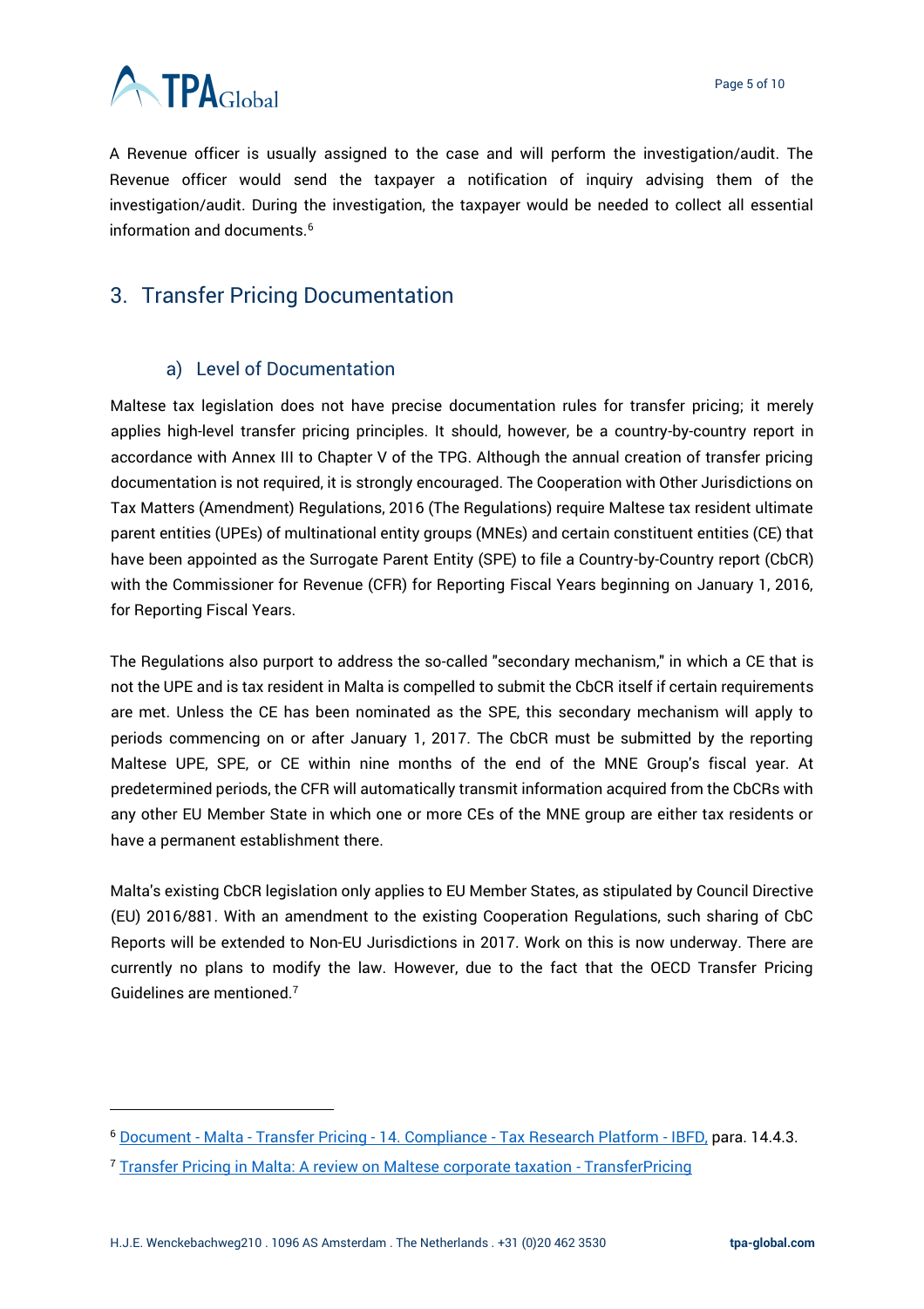A Revenue officer is usually assigned to the case and will perform the investigation/audit. The Revenue officer would send the taxpayer a notification of inquiry advising them of the investigation/audit. During the investigation, the taxpayer would be needed to collect all essential information and documents.[6]

## 3. Transfer Pricing Documentation

### a) Level of Documentation

Maltese tax legislation does not have precise documentation rules for transfer pricing; it merely applies high-level transfer pricing principles. It should, however, be a country-by-country report in accordance with Annex III to Chapter V of the TPG. Although the annual creation of transfer pricing documentation is not required, it is strongly encouraged. The Cooperation with Other Jurisdictions on Tax Matters (Amendment) Regulations, 2016 (The Regulations) require Maltese tax resident ultimate parent entities (UPEs) of multinational entity groups (MNEs) and certain constituent entities (CE) that have been appointed as the Surrogate Parent Entity (SPE) to file a Country-by-Country report (CbCR) with the Commissioner for Revenue (CFR) for Reporting Fiscal Years beginning on January 1, 2016, for Reporting Fiscal Years.

The Regulations also purport to address the so-called "secondary mechanism," in which a CE that is not the UPE and is tax resident in Malta is compelled to submit the CbCR itself if certain requirements are met. Unless the CE has been nominated as the SPE, this secondary mechanism will apply to periods commencing on or after January 1, 2017. The CbCR must be submitted by the reporting Maltese UPE, SPE, or CE within nine months of the end of the MNE Group's fiscal year. At predetermined periods, the CFR will automatically transmit information acquired from the CbCRs with any other EU Member State in which one or more CEs of the MNE group are either tax residents or have a permanent establishment there.

Malta's existing CbCR legislation only applies to EU Member States, as stipulated by Council Directive (EU) 2016/881. With an amendment to the existing Cooperation Regulations, such sharing of CbC Reports will be extended to Non-EU Jurisdictions in 2017. Work on this is now underway. There are currently no plans to modify the law. However, due to the fact that the OECD Transfer Pricing Guidelines are mentioned.[7]

---

[6] Document - Malta - Transfer Pricing - 14. Compliance - Tax Research Platform - IBFD, para. 14.4.3.

[7] Transfer Pricing in Malta: A review on Maltese corporate taxation - TransferPricing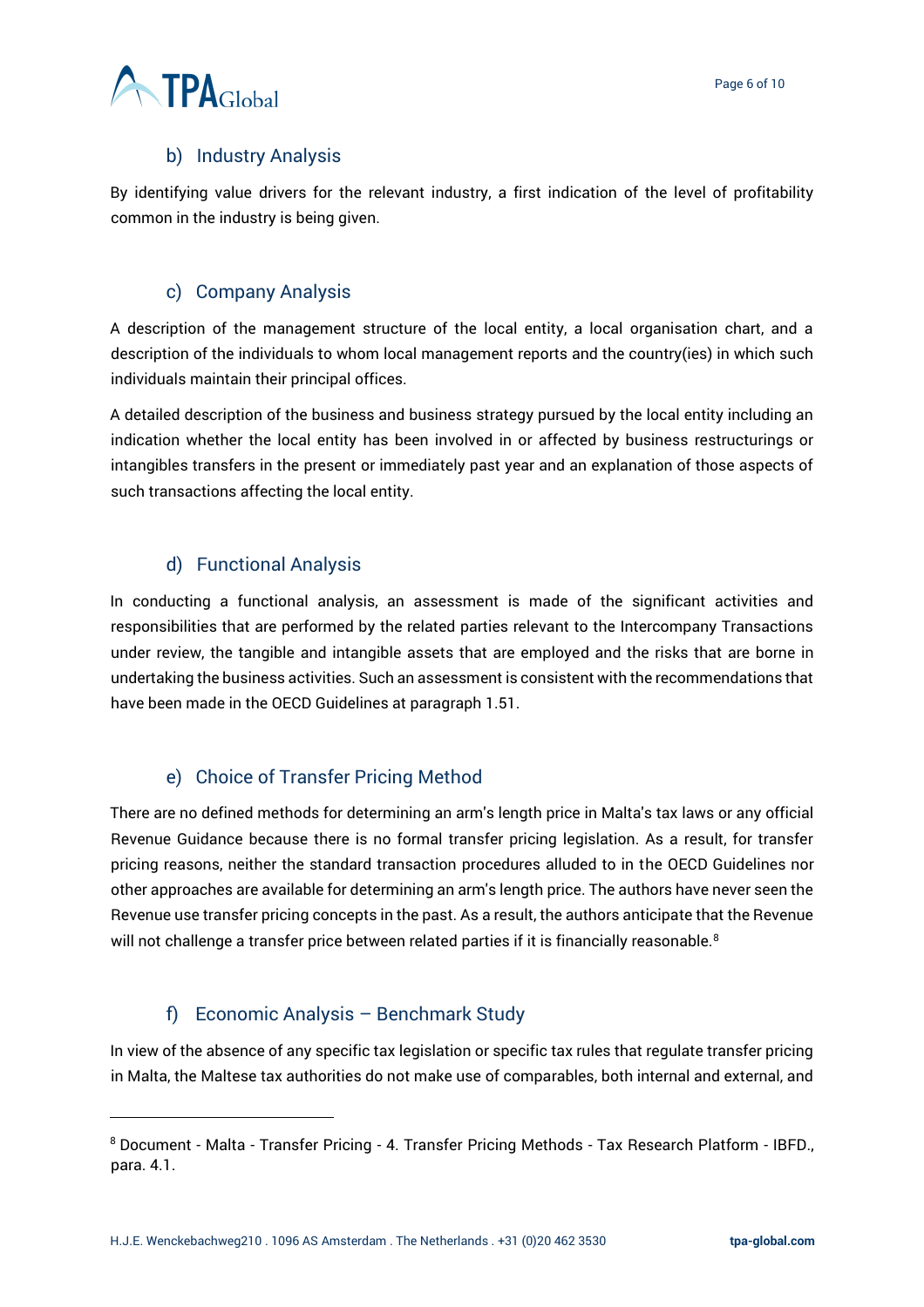### b) Industry Analysis

By identifying value drivers for the relevant industry, a first indication of the level of profitability common in the industry is being given.

### c) Company Analysis

A description of the management structure of the local entity, a local organisation chart, and a description of the individuals to whom local management reports and the country(ies) in which such individuals maintain their principal offices.

A detailed description of the business and business strategy pursued by the local entity including an indication whether the local entity has been involved in or affected by business restructurings or intangibles transfers in the present or immediately past year and an explanation of those aspects of such transactions affecting the local entity.

### d) Functional Analysis

In conducting a functional analysis, an assessment is made of the significant activities and responsibilities that are performed by the related parties relevant to the Intercompany Transactions under review, the tangible and intangible assets that are employed and the risks that are borne in undertaking the business activities. Such an assessment is consistent with the recommendations that have been made in the OECD Guidelines at paragraph 1.51.

### e) Choice of Transfer Pricing Method

There are no defined methods for determining an arm's length price in Malta's tax laws or any official Revenue Guidance because there is no formal transfer pricing legislation. As a result, for transfer pricing reasons, neither the standard transaction procedures alluded to in the OECD Guidelines nor other approaches are available for determining an arm's length price. The authors have never seen the Revenue use transfer pricing concepts in the past. As a result, the authors anticipate that the Revenue will not challenge a transfer price between related parties if it is financially reasonable.[8]

### f) Economic Analysis – Benchmark Study

In view of the absence of any specific tax legislation or specific tax rules that regulate transfer pricing in Malta, the Maltese tax authorities do not make use of comparables, both internal and external, and

---

[8] Document - Malta - Transfer Pricing - 4. Transfer Pricing Methods - Tax Research Platform - IBFD., para. 4.1.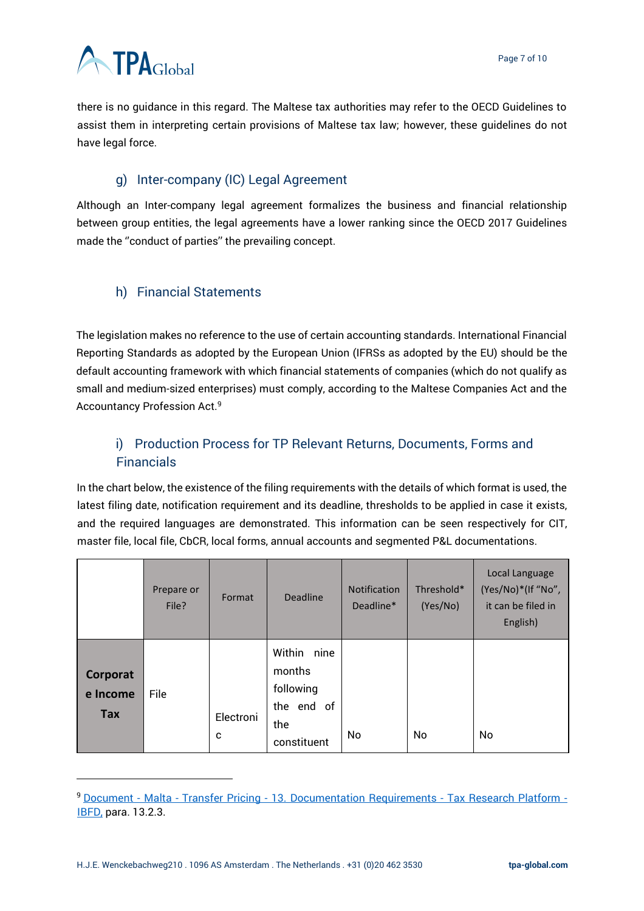there is no guidance in this regard. The Maltese tax authorities may refer to the OECD Guidelines to assist them in interpreting certain provisions of Maltese tax law; however, these guidelines do not have legal force.

### g) Inter-company (IC) Legal Agreement

Although an Inter-company legal agreement formalizes the business and financial relationship between group entities, the legal agreements have a lower ranking since the OECD 2017 Guidelines made the ''conduct of parties'' the prevailing concept.

### h) Financial Statements

The legislation makes no reference to the use of certain accounting standards. International Financial Reporting Standards as adopted by the European Union (IFRSs as adopted by the EU) should be the default accounting framework with which financial statements of companies (which do not qualify as small and medium-sized enterprises) must comply, according to the Maltese Companies Act and the Accountancy Profession Act.[9]

### i) Production Process for TP Relevant Returns, Documents, Forms and Financials

In the chart below, the existence of the filing requirements with the details of which format is used, the latest filing date, notification requirement and its deadline, thresholds to be applied in case it exists, and the required languages are demonstrated. This information can be seen respectively for CIT, master file, local file, CbCR, local forms, annual accounts and segmented P&L documentations.

| | Prepare or File? | Format | Deadline | Notification Deadline* | Threshold* (Yes/No) | Local Language (Yes/No)*(If "No", it can be filed in English) |
|---|---|---|---|---|---|---|
| **Corporate Income Tax** | File | Electronic | Within nine months following the end of the constituent | No | No | No |

[9] Document - Malta - Transfer Pricing - 13. Documentation Requirements - Tax Research Platform - IBFD, para. 13.2.3.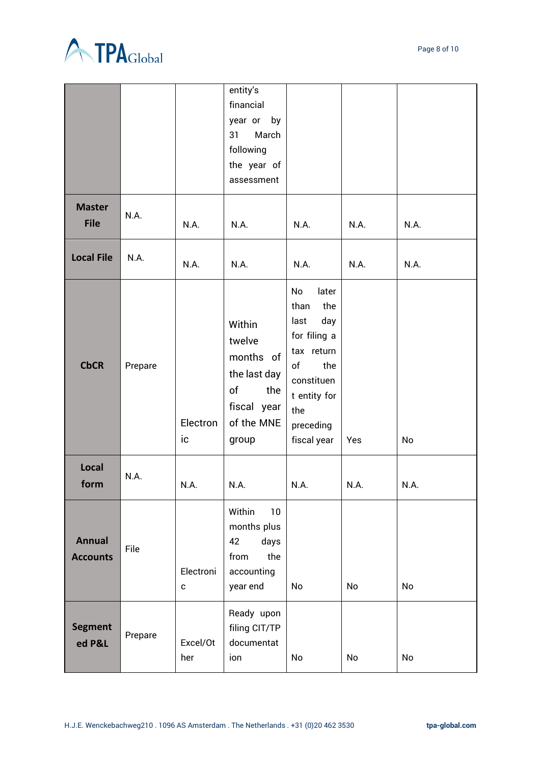| | | | | | | |
|---|---|---|---|---|---|---|
| | | | entity's financial year or by 31 March following the year of assessment | | | |
| **Master File** | N.A. | N.A. | N.A. | N.A. | N.A. | N.A. |
| **Local File** | N.A. | N.A. | N.A. | N.A. | N.A. | N.A. |
| **CbCR** | Prepare | Electronic | Within twelve months of the last day of the fiscal year of the MNE group | No later than the last day for filing a tax return of the constituent entity for the preceding fiscal year | Yes | No |
| **Local form** | N.A. | N.A. | N.A. | N.A. | N.A. | N.A. |
| **Annual Accounts** | File | Electronic | Within 10 months plus 42 days from the accounting year end | No | No | No |
| **Segmented P&L** | Prepare | Excel/Other | Ready upon filing CIT/TP documentation | No | No | No |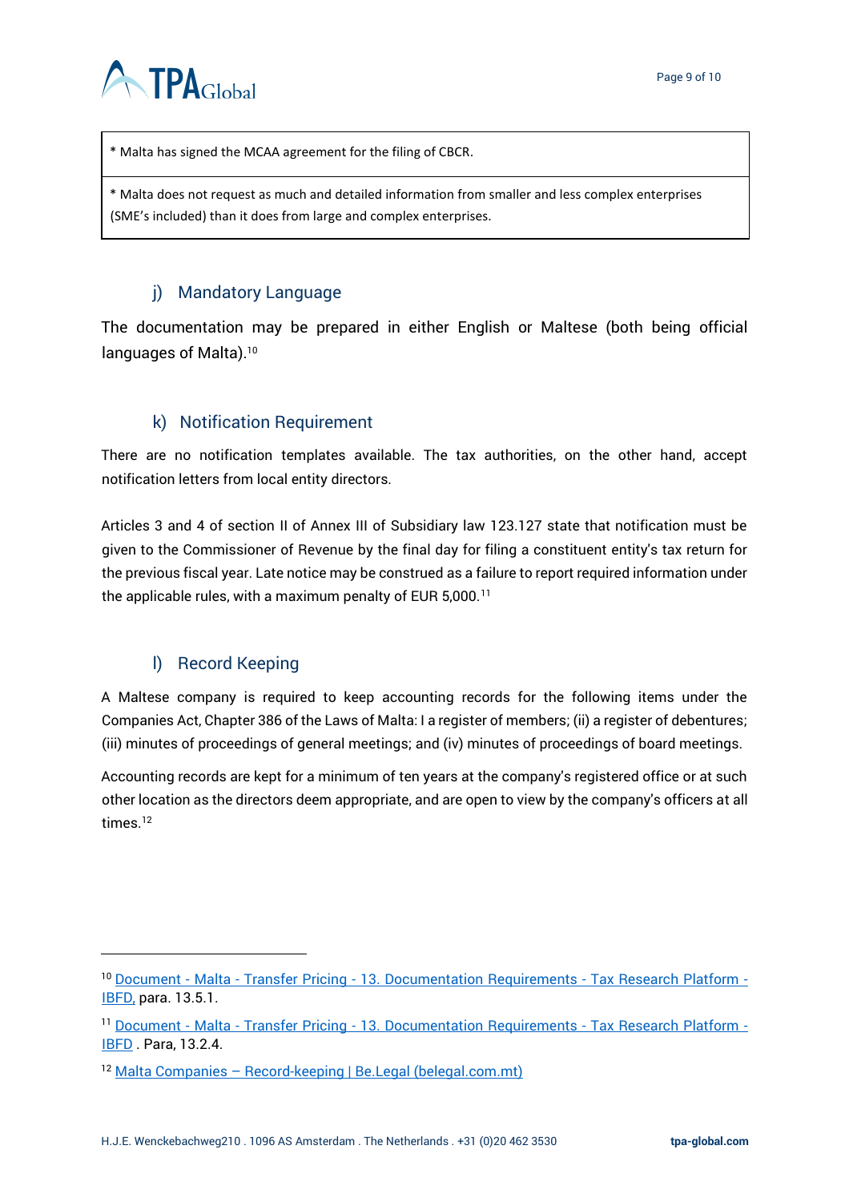| * Malta has signed the MCAA agreement for the filing of CBCR. |
| --- |
| * Malta does not request as much and detailed information from smaller and less complex enterprises (SME's included) than it does from large and complex enterprises. |

### j) Mandatory Language

The documentation may be prepared in either English or Maltese (both being official languages of Malta).[10]

### k) Notification Requirement

There are no notification templates available. The tax authorities, on the other hand, accept notification letters from local entity directors.

Articles 3 and 4 of section II of Annex III of Subsidiary law 123.127 state that notification must be given to the Commissioner of Revenue by the final day for filing a constituent entity's tax return for the previous fiscal year. Late notice may be construed as a failure to report required information under the applicable rules, with a maximum penalty of EUR 5,000.[11]

### l) Record Keeping

A Maltese company is required to keep accounting records for the following items under the Companies Act, Chapter 386 of the Laws of Malta: I a register of members; (ii) a register of debentures; (iii) minutes of proceedings of general meetings; and (iv) minutes of proceedings of board meetings.

Accounting records are kept for a minimum of ten years at the company's registered office or at such other location as the directors deem appropriate, and are open to view by the company's officers at all times.[12]

---

[10] Document - Malta - Transfer Pricing - 13. Documentation Requirements - Tax Research Platform - IBFD, para. 13.5.1.

[11] Document - Malta - Transfer Pricing - 13. Documentation Requirements - Tax Research Platform - IBFD . Para, 13.2.4.

[12] Malta Companies – Record-keeping | Be.Legal (belegal.com.mt)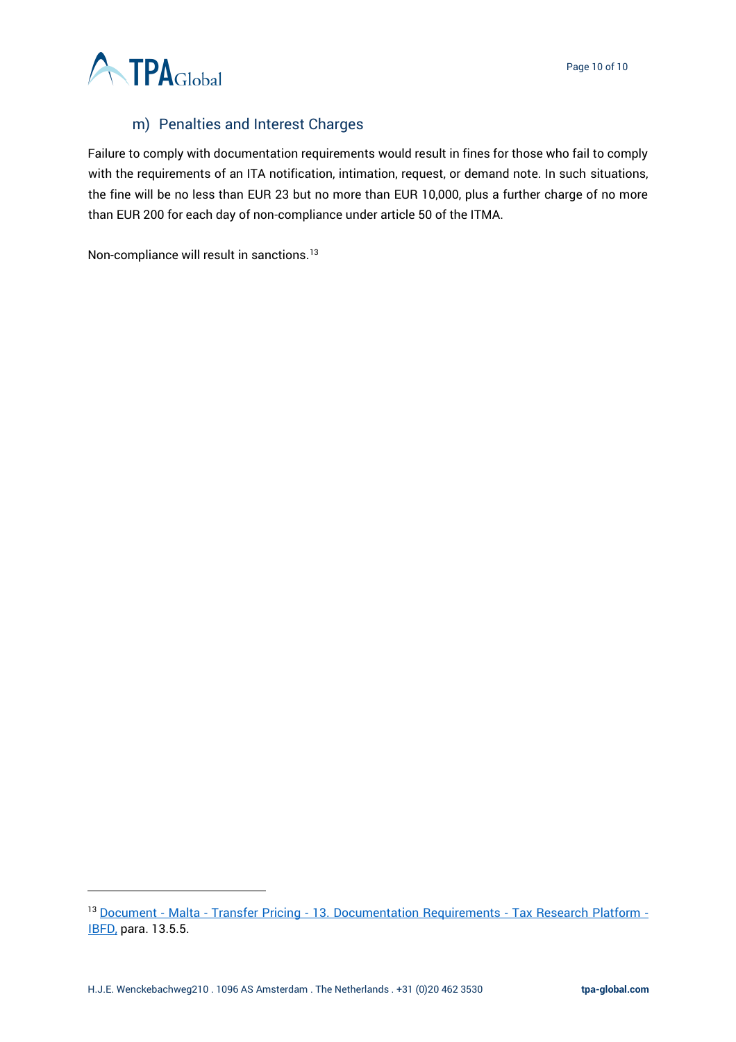### m) Penalties and Interest Charges

Failure to comply with documentation requirements would result in fines for those who fail to comply with the requirements of an ITA notification, intimation, request, or demand note. In such situations, the fine will be no less than EUR 23 but no more than EUR 10,000, plus a further charge of no more than EUR 200 for each day of non-compliance under article 50 of the ITMA.

Non-compliance will result in sanctions.[13]

[13] Document - Malta - Transfer Pricing - 13. Documentation Requirements - Tax Research Platform - IBFD, para. 13.5.5.